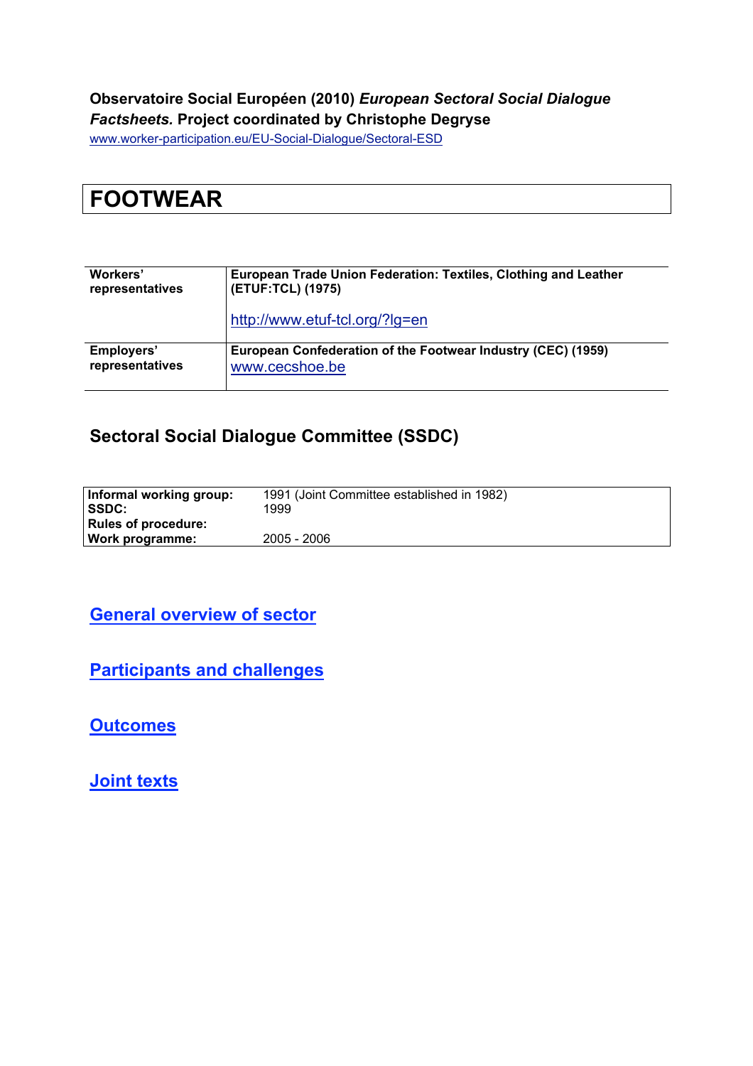**Observatoire Social Européen (2010) *European Sectoral Social Dialogue Factsheets.* Project coordinated by Christophe Degryse**
www.worker-participation.eu/EU-Social-Dialogue/Sectoral-ESD

# FOOTWEAR

| | |
|---|---|
| **Workers' representatives** | **European Trade Union Federation: Textiles, Clothing and Leather (ETUF:TCL) (1975)**<br><br>http://www.etuf-tcl.org/?lg=en |
| **Employers' representatives** | **European Confederation of the Footwear Industry (CEC) (1959)**<br>www.cecshoe.be |

## Sectoral Social Dialogue Committee (SSDC)

| | |
|---|---|
| **Informal working group:** | 1991 (Joint Committee established in 1982) |
| **SSDC:** | 1999 |
| **Rules of procedure:** | |
| **Work programme:** | 2005 - 2006 |

## General overview of sector

## Participants and challenges

## Outcomes

## Joint texts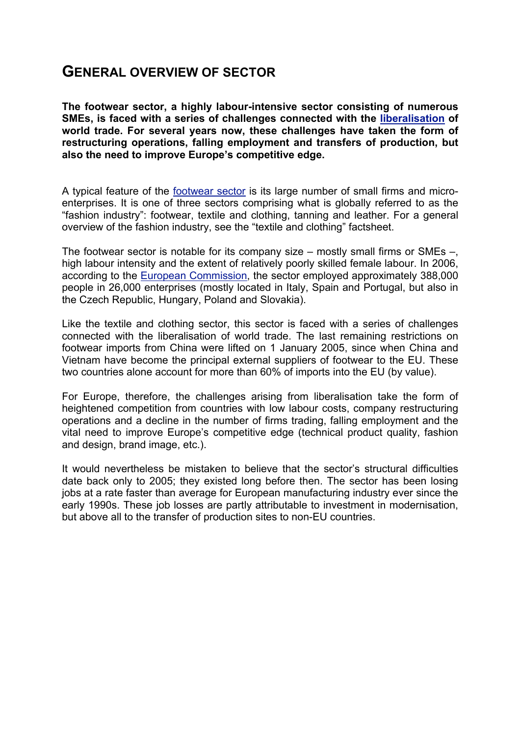## GENERAL OVERVIEW OF SECTOR

**The footwear sector, a highly labour-intensive sector consisting of numerous SMEs, is faced with a series of challenges connected with the liberalisation of world trade. For several years now, these challenges have taken the form of restructuring operations, falling employment and transfers of production, but also the need to improve Europe's competitive edge.**

A typical feature of the footwear sector is its large number of small firms and micro-enterprises. It is one of three sectors comprising what is globally referred to as the "fashion industry": footwear, textile and clothing, tanning and leather. For a general overview of the fashion industry, see the "textile and clothing" factsheet.

The footwear sector is notable for its company size – mostly small firms or SMEs –, high labour intensity and the extent of relatively poorly skilled female labour. In 2006, according to the European Commission, the sector employed approximately 388,000 people in 26,000 enterprises (mostly located in Italy, Spain and Portugal, but also in the Czech Republic, Hungary, Poland and Slovakia).

Like the textile and clothing sector, this sector is faced with a series of challenges connected with the liberalisation of world trade. The last remaining restrictions on footwear imports from China were lifted on 1 January 2005, since when China and Vietnam have become the principal external suppliers of footwear to the EU. These two countries alone account for more than 60% of imports into the EU (by value).

For Europe, therefore, the challenges arising from liberalisation take the form of heightened competition from countries with low labour costs, company restructuring operations and a decline in the number of firms trading, falling employment and the vital need to improve Europe's competitive edge (technical product quality, fashion and design, brand image, etc.).

It would nevertheless be mistaken to believe that the sector's structural difficulties date back only to 2005; they existed long before then. The sector has been losing jobs at a rate faster than average for European manufacturing industry ever since the early 1990s. These job losses are partly attributable to investment in modernisation, but above all to the transfer of production sites to non-EU countries.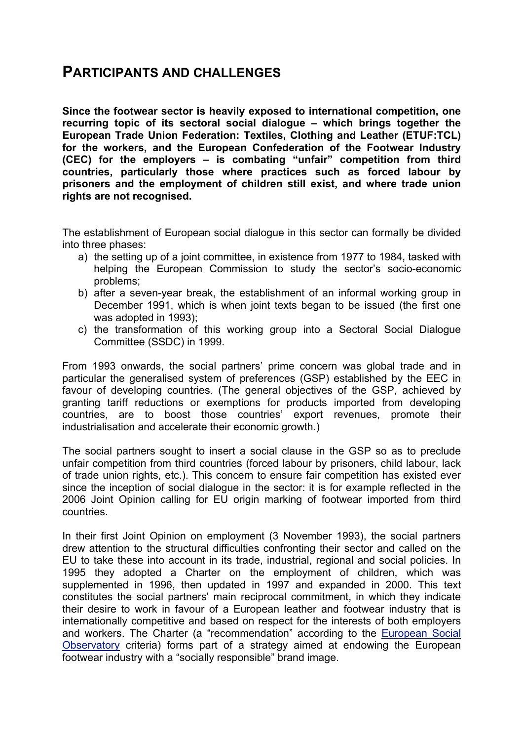# PARTICIPANTS AND CHALLENGES

**Since the footwear sector is heavily exposed to international competition, one recurring topic of its sectoral social dialogue – which brings together the European Trade Union Federation: Textiles, Clothing and Leather (ETUF:TCL) for the workers, and the European Confederation of the Footwear Industry (CEC) for the employers – is combating "unfair" competition from third countries, particularly those where practices such as forced labour by prisoners and the employment of children still exist, and where trade union rights are not recognised.**

The establishment of European social dialogue in this sector can formally be divided into three phases:

a) the setting up of a joint committee, in existence from 1977 to 1984, tasked with helping the European Commission to study the sector's socio-economic problems;
b) after a seven-year break, the establishment of an informal working group in December 1991, which is when joint texts began to be issued (the first one was adopted in 1993);
c) the transformation of this working group into a Sectoral Social Dialogue Committee (SSDC) in 1999.

From 1993 onwards, the social partners' prime concern was global trade and in particular the generalised system of preferences (GSP) established by the EEC in favour of developing countries. (The general objectives of the GSP, achieved by granting tariff reductions or exemptions for products imported from developing countries, are to boost those countries' export revenues, promote their industrialisation and accelerate their economic growth.)

The social partners sought to insert a social clause in the GSP so as to preclude unfair competition from third countries (forced labour by prisoners, child labour, lack of trade union rights, etc.). This concern to ensure fair competition has existed ever since the inception of social dialogue in the sector: it is for example reflected in the 2006 Joint Opinion calling for EU origin marking of footwear imported from third countries.

In their first Joint Opinion on employment (3 November 1993), the social partners drew attention to the structural difficulties confronting their sector and called on the EU to take these into account in its trade, industrial, regional and social policies. In 1995 they adopted a Charter on the employment of children, which was supplemented in 1996, then updated in 1997 and expanded in 2000. This text constitutes the social partners' main reciprocal commitment, in which they indicate their desire to work in favour of a European leather and footwear industry that is internationally competitive and based on respect for the interests of both employers and workers. The Charter (a "recommendation" according to the European Social Observatory criteria) forms part of a strategy aimed at endowing the European footwear industry with a "socially responsible" brand image.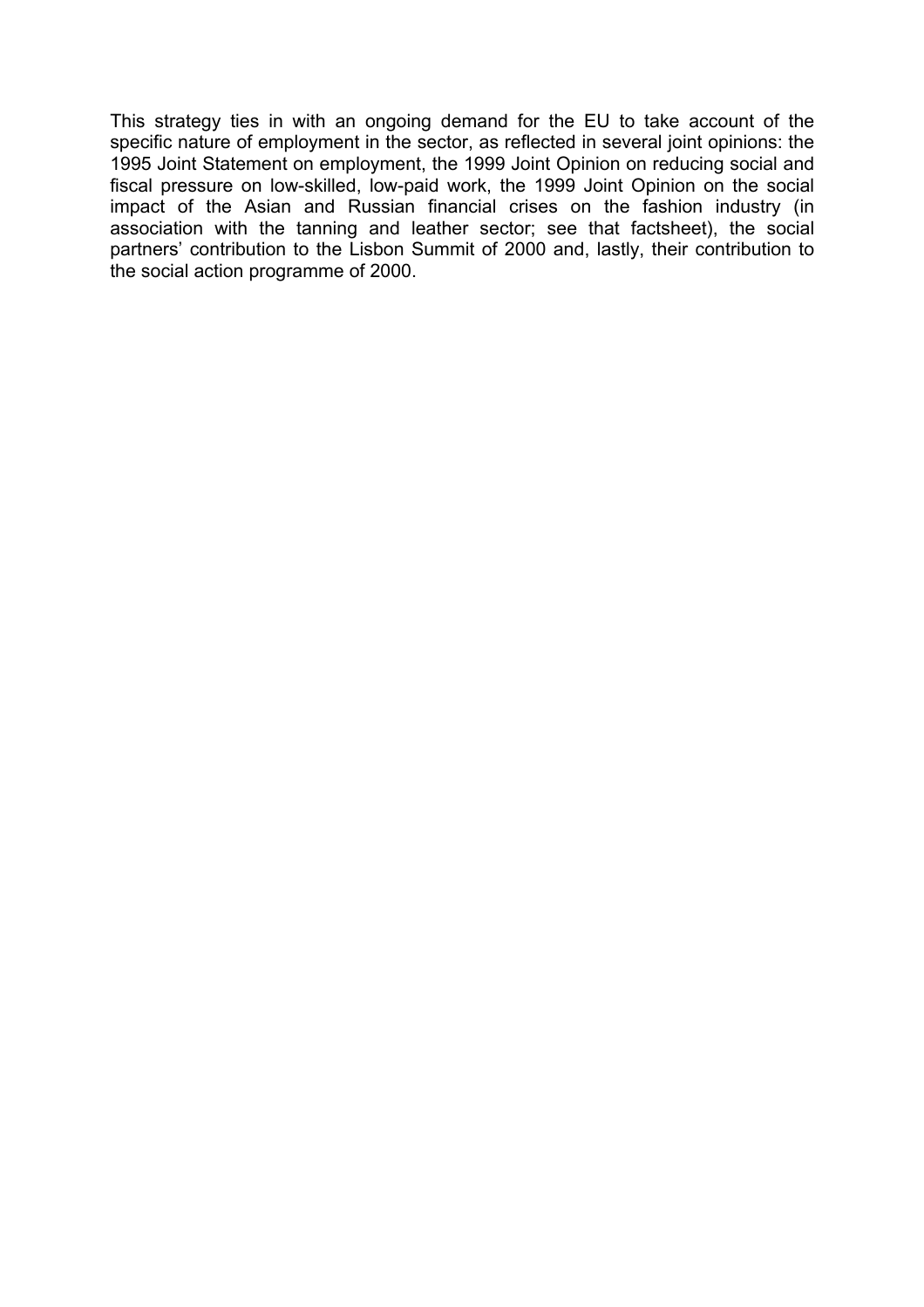This strategy ties in with an ongoing demand for the EU to take account of the specific nature of employment in the sector, as reflected in several joint opinions: the 1995 Joint Statement on employment, the 1999 Joint Opinion on reducing social and fiscal pressure on low-skilled, low-paid work, the 1999 Joint Opinion on the social impact of the Asian and Russian financial crises on the fashion industry (in association with the tanning and leather sector; see that factsheet), the social partners' contribution to the Lisbon Summit of 2000 and, lastly, their contribution to the social action programme of 2000.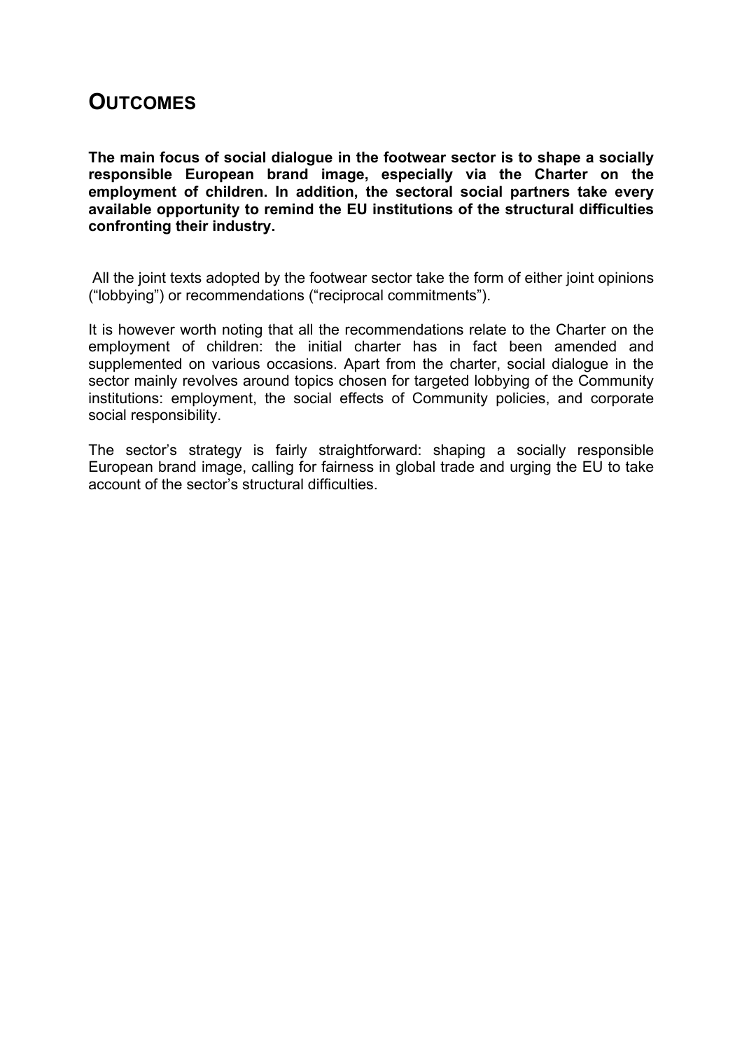# OUTCOMES

**The main focus of social dialogue in the footwear sector is to shape a socially responsible European brand image, especially via the Charter on the employment of children. In addition, the sectoral social partners take every available opportunity to remind the EU institutions of the structural difficulties confronting their industry.**

All the joint texts adopted by the footwear sector take the form of either joint opinions ("lobbying") or recommendations ("reciprocal commitments").

It is however worth noting that all the recommendations relate to the Charter on the employment of children: the initial charter has in fact been amended and supplemented on various occasions. Apart from the charter, social dialogue in the sector mainly revolves around topics chosen for targeted lobbying of the Community institutions: employment, the social effects of Community policies, and corporate social responsibility.

The sector's strategy is fairly straightforward: shaping a socially responsible European brand image, calling for fairness in global trade and urging the EU to take account of the sector's structural difficulties.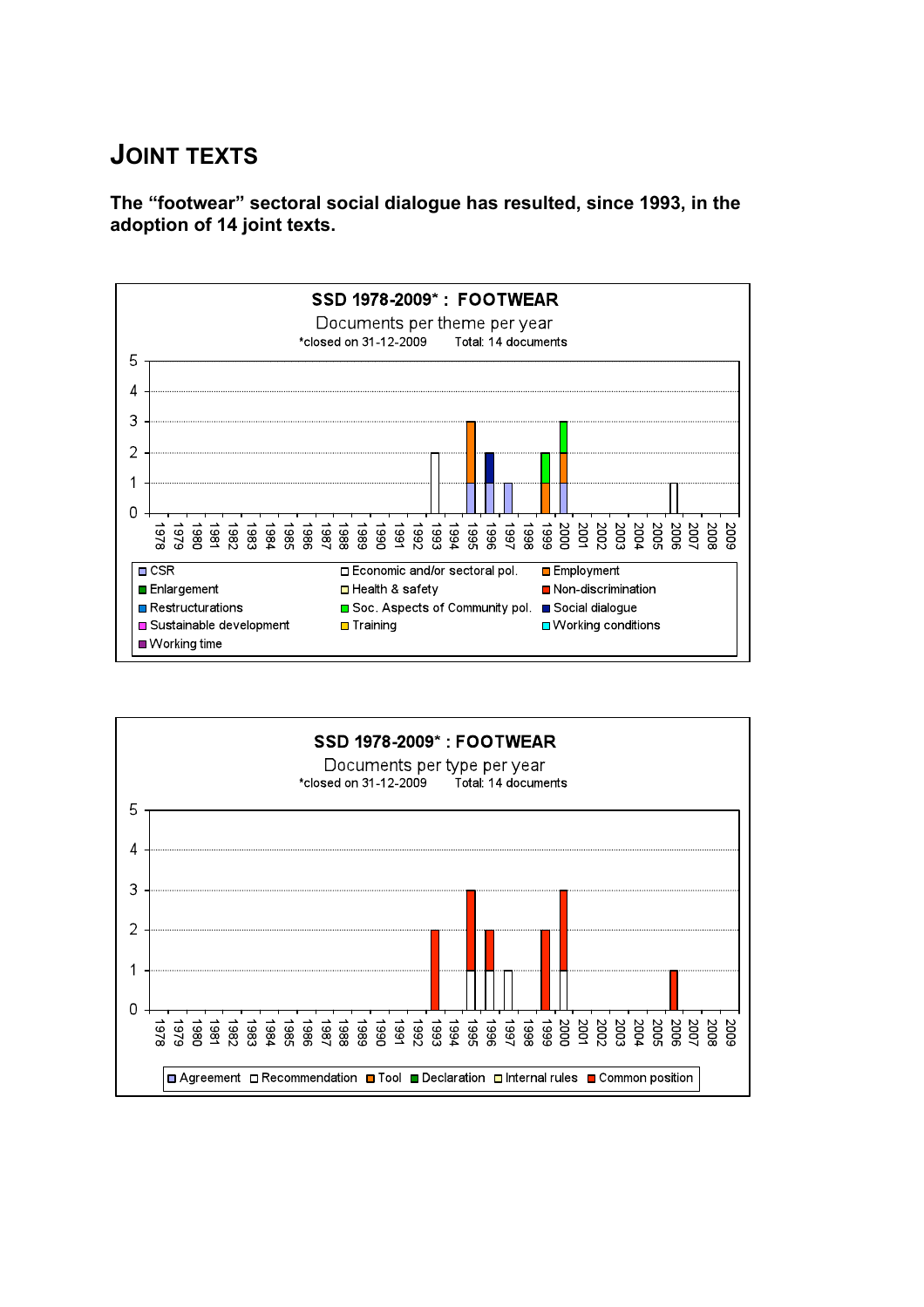## JOINT TEXTS

**The "footwear" sectoral social dialogue has resulted, since 1993, in the adoption of 14 joint texts.**

**SSD 1978-2009* : FOOTWEAR**

Documents per theme per year

*closed on 31-12-2009 Total: 14 documents

CSR, Economic and/or sectoral pol., Employment, Enlargement, Health & safety, Non-discrimination, Restructurations, Soc. Aspects of Community pol., Social dialogue, Sustainable development, Training, Working conditions, Working time

**SSD 1978-2009* : FOOTWEAR**

Documents per type per year

*closed on 31-12-2009 Total: 14 documents

Agreement, Recommendation, Tool, Declaration, Internal rules, Common position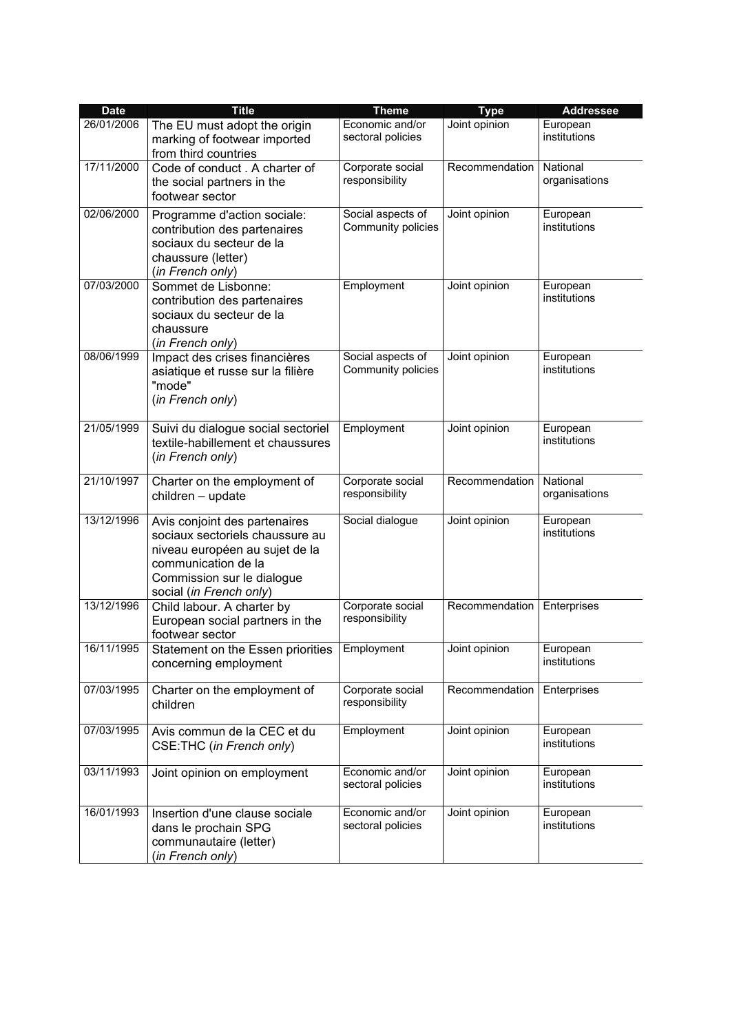| Date | Title | Theme | Type | Addressee |
|---|---|---|---|---|
| 26/01/2006 | The EU must adopt the origin marking of footwear imported from third countries | Economic and/or sectoral policies | Joint opinion | European institutions |
| 17/11/2000 | Code of conduct . A charter of the social partners in the footwear sector | Corporate social responsibility | Recommendation | National organisations |
| 02/06/2000 | Programme d'action sociale: contribution des partenaires sociaux du secteur de la chaussure (letter) (*in French only*) | Social aspects of Community policies | Joint opinion | European institutions |
| 07/03/2000 | Sommet de Lisbonne: contribution des partenaires sociaux du secteur de la chaussure (*in French only*) | Employment | Joint opinion | European institutions |
| 08/06/1999 | Impact des crises financières asiatique et russe sur la filière "mode" (*in French only*) | Social aspects of Community policies | Joint opinion | European institutions |
| 21/05/1999 | Suivi du dialogue social sectoriel textile-habillement et chaussures (*in French only*) | Employment | Joint opinion | European institutions |
| 21/10/1997 | Charter on the employment of children – update | Corporate social responsibility | Recommendation | National organisations |
| 13/12/1996 | Avis conjoint des partenaires sociaux sectoriels chaussure au niveau européen au sujet de la communication de la Commission sur le dialogue social (*in French only*) | Social dialogue | Joint opinion | European institutions |
| 13/12/1996 | Child labour. A charter by European social partners in the footwear sector | Corporate social responsibility | Recommendation | Enterprises |
| 16/11/1995 | Statement on the Essen priorities concerning employment | Employment | Joint opinion | European institutions |
| 07/03/1995 | Charter on the employment of children | Corporate social responsibility | Recommendation | Enterprises |
| 07/03/1995 | Avis commun de la CEC et du CSE:THC (*in French only*) | Employment | Joint opinion | European institutions |
| 03/11/1993 | Joint opinion on employment | Economic and/or sectoral policies | Joint opinion | European institutions |
| 16/01/1993 | Insertion d'une clause sociale dans le prochain SPG communautaire (letter) (*in French only*) | Economic and/or sectoral policies | Joint opinion | European institutions |